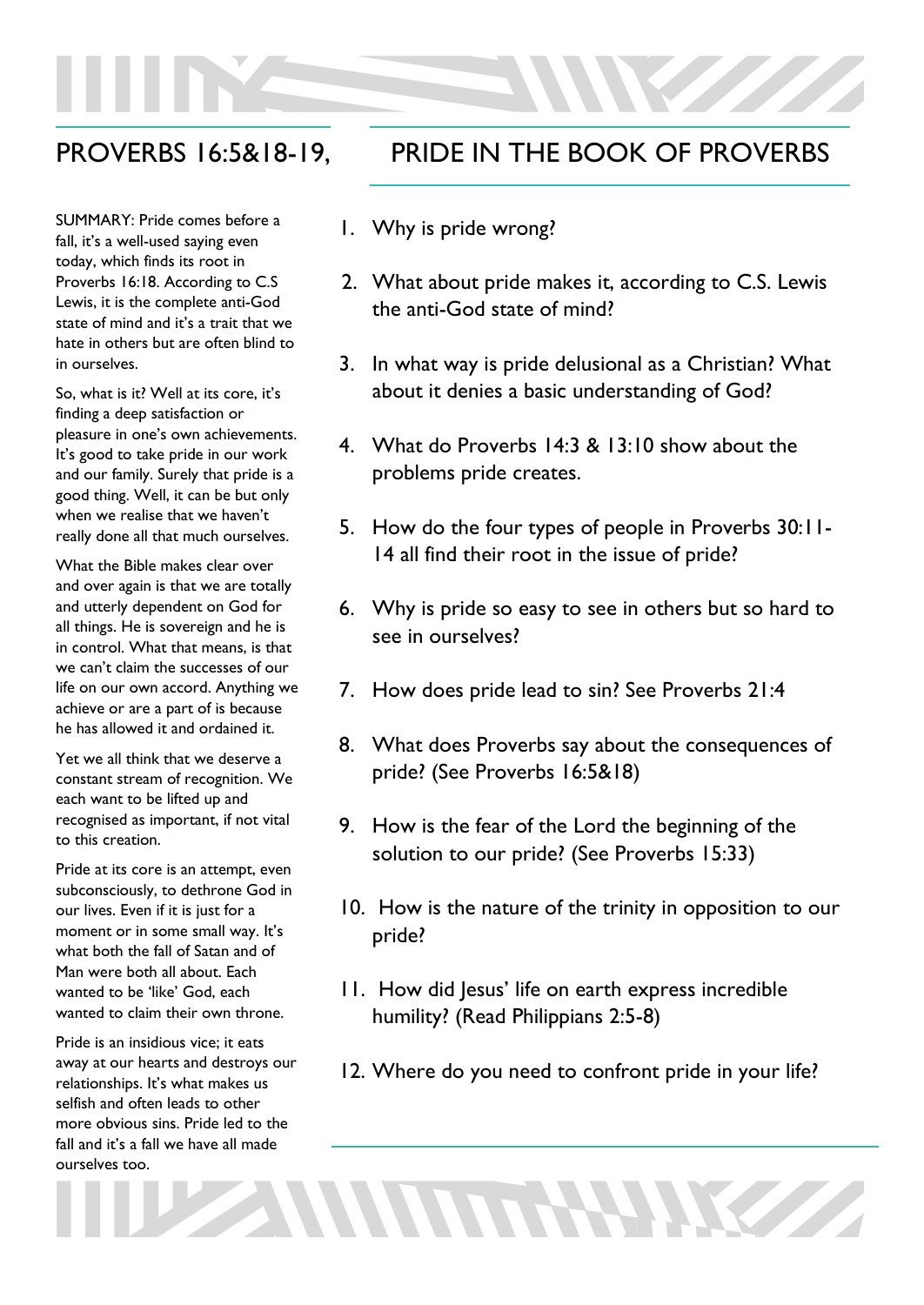## PROVERBS 16:5&18-19,

## PRIDE IN THE BOOK OF PROVERBS

SUMMARY: Pride comes before a fall, it's a well-used saying even today, which finds its root in Proverbs 16:18. According to C.S Lewis, it is the complete anti-God state of mind and it's a trait that we hate in others but are often blind to in ourselves.

So, what is it? Well at its core, it's finding a deep satisfaction or pleasure in one's own achievements. It's good to take pride in our work and our family. Surely that pride is a good thing. Well, it can be but only when we realise that we haven't really done all that much ourselves.

What the Bible makes clear over and over again is that we are totally and utterly dependent on God for all things. He is sovereign and he is in control. What that means, is that we can't claim the successes of our life on our own accord. Anything we achieve or are a part of is because he has allowed it and ordained it.

Yet we all think that we deserve a constant stream of recognition. We each want to be lifted up and recognised as important, if not vital to this creation.

Pride at its core is an attempt, even subconsciously, to dethrone God in our lives. Even if it is just for a moment or in some small way. It's what both the fall of Satan and of Man were both all about. Each wanted to be 'like' God, each wanted to claim their own throne.

Pride is an insidious vice; it eats away at our hearts and destroys our relationships. It's what makes us selfish and often leads to other more obvious sins. Pride led to the fall and it's a fall we have all made ourselves too.

1. Why is pride wrong?
2. What about pride makes it, according to C.S. Lewis the anti-God state of mind?
3. In what way is pride delusional as a Christian? What about it denies a basic understanding of God?
4. What do Proverbs 14:3 & 13:10 show about the problems pride creates.
5. How do the four types of people in Proverbs 30:11-14 all find their root in the issue of pride?
6. Why is pride so easy to see in others but so hard to see in ourselves?
7. How does pride lead to sin? See Proverbs 21:4
8. What does Proverbs say about the consequences of pride? (See Proverbs 16:5&18)
9. How is the fear of the Lord the beginning of the solution to our pride? (See Proverbs 15:33)
10. How is the nature of the trinity in opposition to our pride?
11. How did Jesus' life on earth express incredible humility? (Read Philippians 2:5-8)
12. Where do you need to confront pride in your life?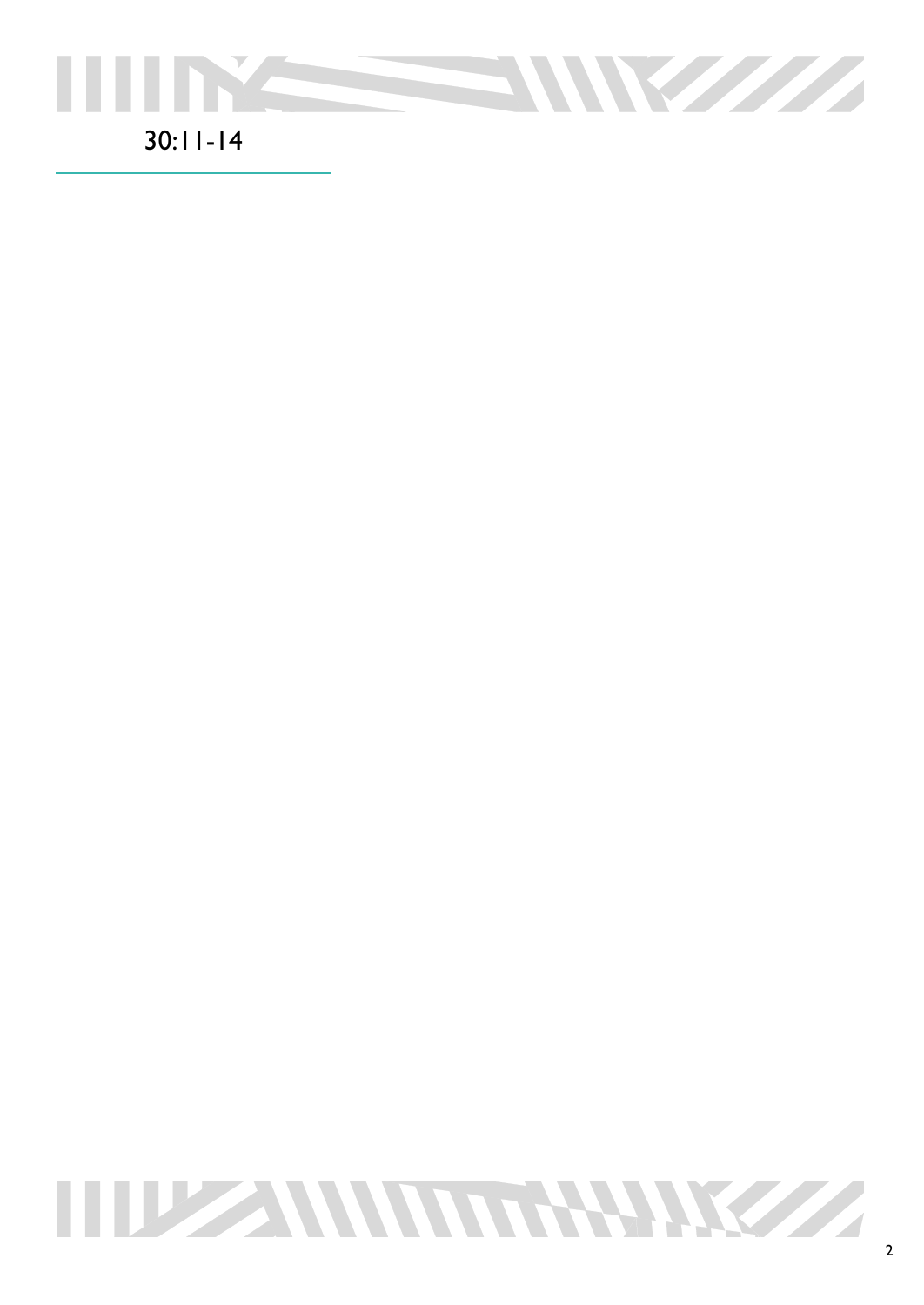30:11-14